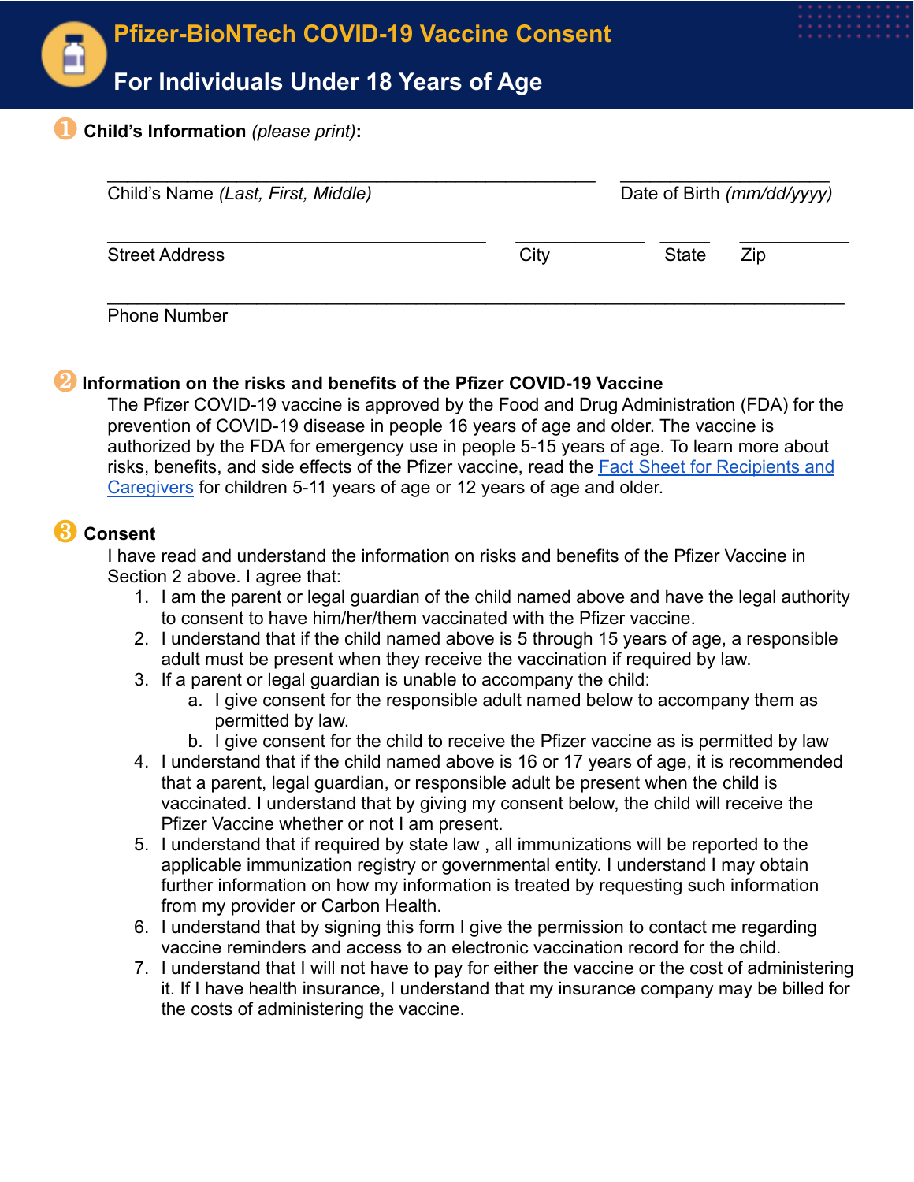# Pfizer-BioNTech COVID-19 Vaccine Consent

## For Individuals Under 18 Years of Age

## ❶ **Child's Information** *(please print)*:

______________________________________________ ____________________
Child's Name *(Last, First, Middle)* Date of Birth *(mm/dd/yyyy)*

____________________________________ ____________ _____ __________
Street Address City State Zip

______________________________________________________________________
Phone Number

## ❷ Information on the risks and benefits of the Pfizer COVID-19 Vaccine

The Pfizer COVID-19 vaccine is approved by the Food and Drug Administration (FDA) for the prevention of COVID-19 disease in people 16 years of age and older. The vaccine is authorized by the FDA for emergency use in people 5-15 years of age. To learn more about risks, benefits, and side effects of the Pfizer vaccine, read the Fact Sheet for Recipients and Caregivers for children 5-11 years of age or 12 years of age and older.

## ❸ Consent

I have read and understand the information on risks and benefits of the Pfizer Vaccine in Section 2 above. I agree that:

1. I am the parent or legal guardian of the child named above and have the legal authority to consent to have him/her/them vaccinated with the Pfizer vaccine.
2. I understand that if the child named above is 5 through 15 years of age, a responsible adult must be present when they receive the vaccination if required by law.
3. If a parent or legal guardian is unable to accompany the child:
   a. I give consent for the responsible adult named below to accompany them as permitted by law.
   b. I give consent for the child to receive the Pfizer vaccine as is permitted by law
4. I understand that if the child named above is 16 or 17 years of age, it is recommended that a parent, legal guardian, or responsible adult be present when the child is vaccinated. I understand that by giving my consent below, the child will receive the Pfizer Vaccine whether or not I am present.
5. I understand that if required by state law , all immunizations will be reported to the applicable immunization registry or governmental entity. I understand I may obtain further information on how my information is treated by requesting such information from my provider or Carbon Health.
6. I understand that by signing this form I give the permission to contact me regarding vaccine reminders and access to an electronic vaccination record for the child.
7. I understand that I will not have to pay for either the vaccine or the cost of administering it. If I have health insurance, I understand that my insurance company may be billed for the costs of administering the vaccine.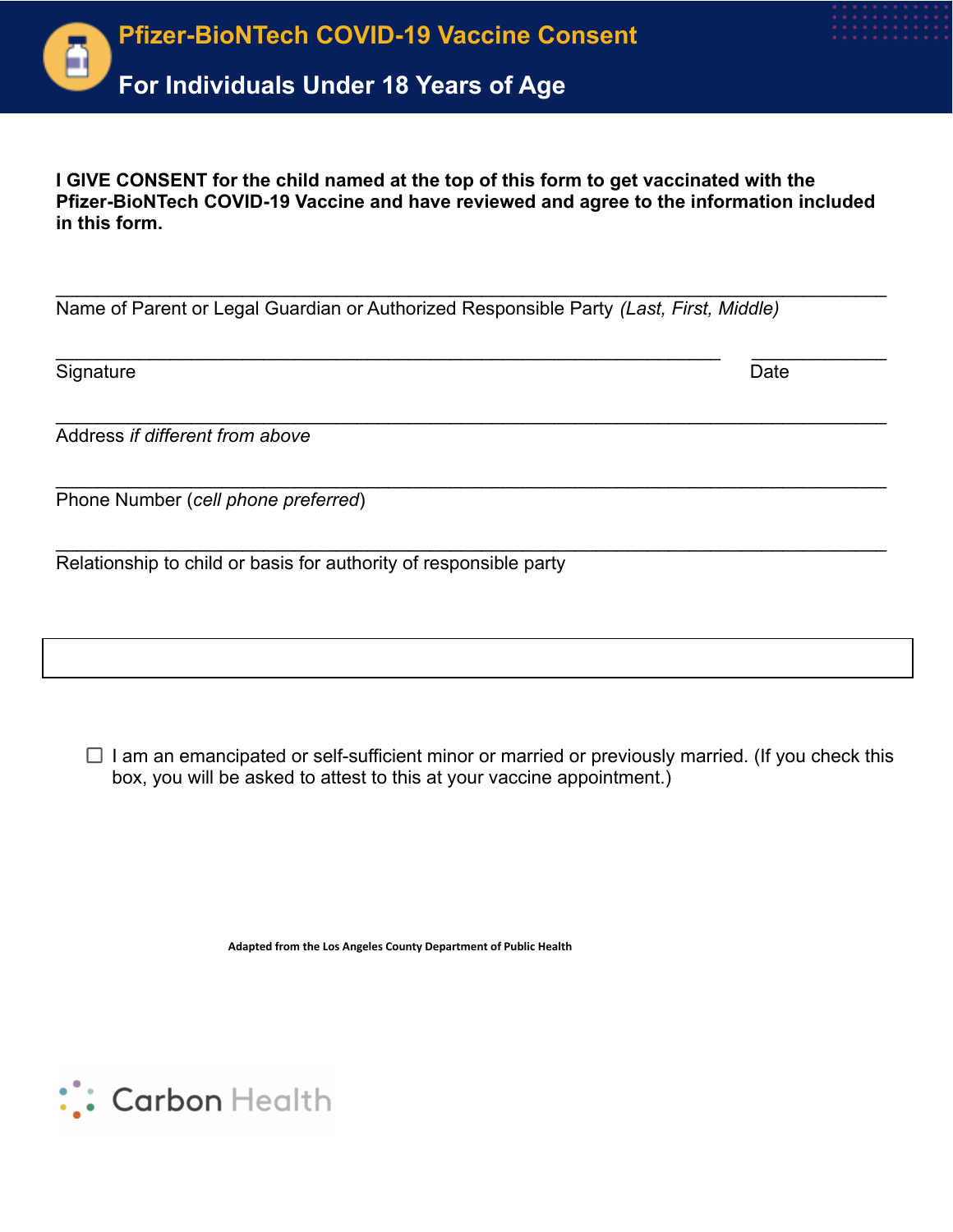# Pfizer-BioNTech COVID-19 Vaccine Consent

## For Individuals Under 18 Years of Age

**I GIVE CONSENT for the child named at the top of this form to get vaccinated with the Pfizer-BioNTech COVID-19 Vaccine and have reviewed and agree to the information included in this form.**

\_\_\_\_\_\_\_\_\_\_\_\_\_\_\_\_\_\_\_\_\_\_\_\_\_\_\_\_\_\_\_\_\_\_\_\_\_\_\_\_\_\_\_\_\_\_\_\_\_\_\_\_\_\_\_\_\_\_\_\_\_\_\_\_\_\_\_\_\_\_\_\_\_\_\_\_
Name of Parent or Legal Guardian or Authorized Responsible Party *(Last, First, Middle)*

\_\_\_\_\_\_\_\_\_\_\_\_\_\_\_\_\_\_\_\_\_\_\_\_\_\_\_\_\_\_\_\_\_\_\_\_\_\_\_\_\_\_\_\_\_\_\_\_\_\_\_\_\_\_\_\_\_\_ \_\_\_\_\_\_\_\_\_\_\_\_
Signature Date

\_\_\_\_\_\_\_\_\_\_\_\_\_\_\_\_\_\_\_\_\_\_\_\_\_\_\_\_\_\_\_\_\_\_\_\_\_\_\_\_\_\_\_\_\_\_\_\_\_\_\_\_\_\_\_\_\_\_\_\_\_\_\_\_\_\_\_\_\_\_\_\_\_\_\_\_
Address *if different from above*

\_\_\_\_\_\_\_\_\_\_\_\_\_\_\_\_\_\_\_\_\_\_\_\_\_\_\_\_\_\_\_\_\_\_\_\_\_\_\_\_\_\_\_\_\_\_\_\_\_\_\_\_\_\_\_\_\_\_\_\_\_\_\_\_\_\_\_\_\_\_\_\_\_\_\_\_
Phone Number (*cell phone preferred*)

\_\_\_\_\_\_\_\_\_\_\_\_\_\_\_\_\_\_\_\_\_\_\_\_\_\_\_\_\_\_\_\_\_\_\_\_\_\_\_\_\_\_\_\_\_\_\_\_\_\_\_\_\_\_\_\_\_\_\_\_\_\_\_\_\_\_\_\_\_\_\_\_\_\_\_\_
Relationship to child or basis for authority of responsible party

☐ I am an emancipated or self-sufficient minor or married or previously married. (If you check this box, you will be asked to attest to this at your vaccine appointment.)

**Adapted from the Los Angeles County Department of Public Health**

Carbon Health